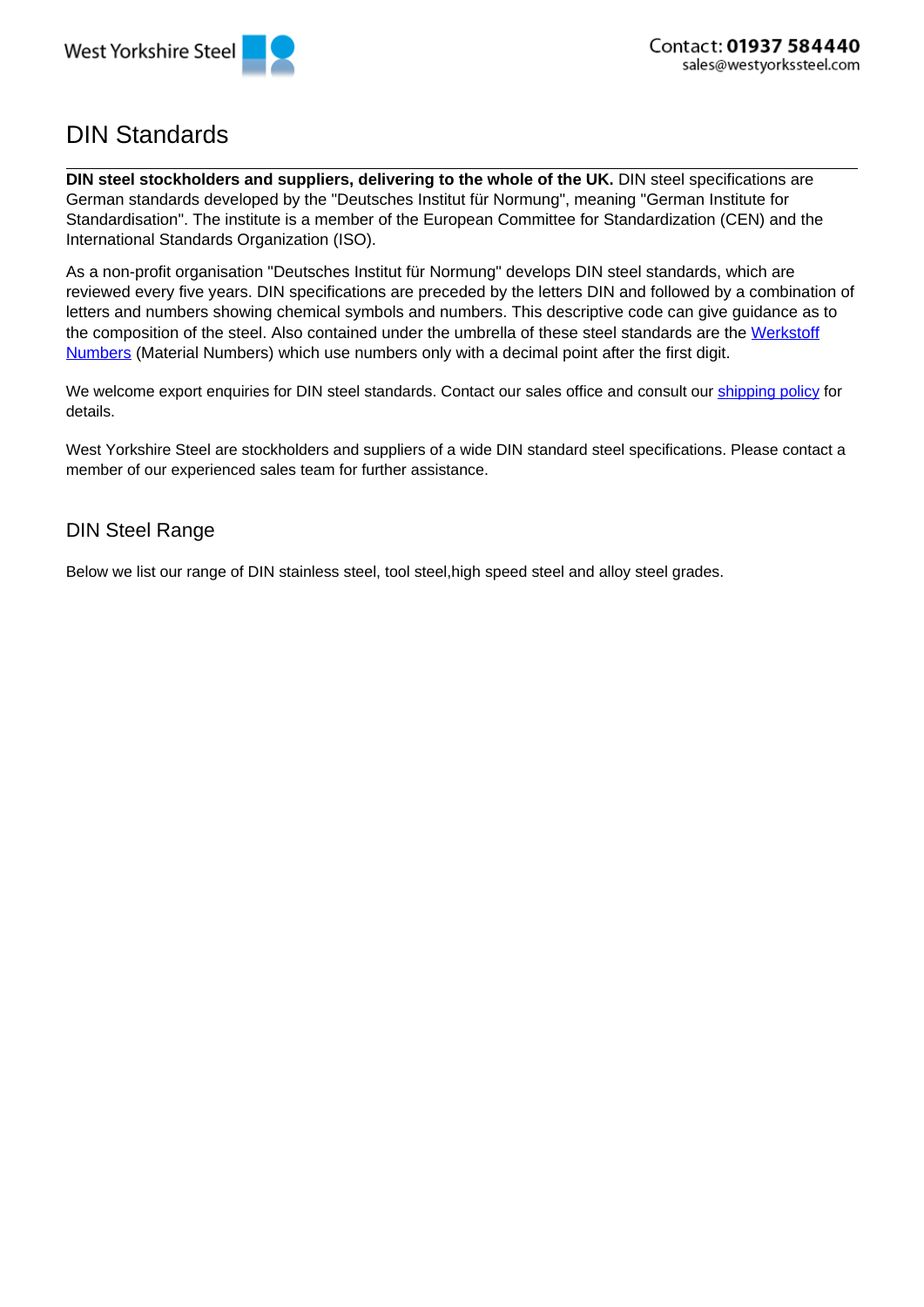# DIN Standards

**DIN steel stockholders and suppliers, delivering to the whole of the UK.** DIN steel specifications are German standards developed by the "Deutsches Institut für Normung", meaning "German Institute for Standardisation". The institute is a member of the European Committee for Standardization (CEN) and the International Standards Organization (ISO).

As a non-profit organisation "Deutsches Institut für Normung" develops DIN steel standards, which are reviewed every five years. DIN specifications are preceded by the letters DIN and followed by a combination of letters and numbers showing chemical symbols and numbers. This descriptive code can give guidance as to the composition of the steel. Also contained under the umbrella of these steel standards are the Werkstoff Numbers (Material Numbers) which use numbers only with a decimal point after the first digit.

We welcome export enquiries for DIN steel standards. Contact our sales office and consult our shipping policy for details.

West Yorkshire Steel are stockholders and suppliers of a wide DIN standard steel specifications. Please contact a member of our experienced sales team for further assistance.

## DIN Steel Range

Below we list our range of DIN stainless steel, tool steel,high speed steel and alloy steel grades.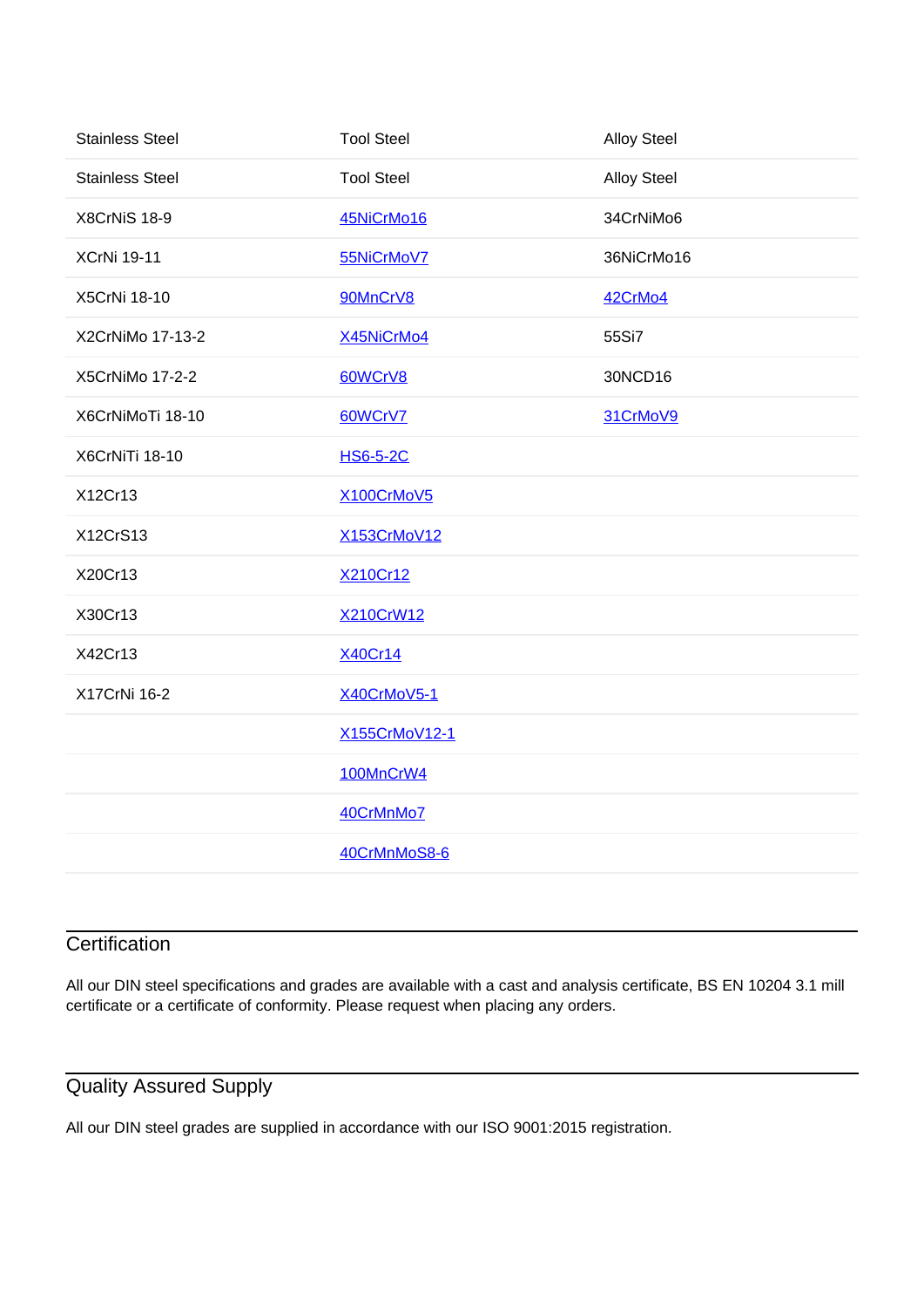| Stainless Steel | Tool Steel | Alloy Steel |
|---|---|---|
| Stainless Steel | Tool Steel | Alloy Steel |
| X8CrNiS 18-9 | 45NiCrMo16 | 34CrNiMo6 |
| XCrNi 19-11 | 55NiCrMoV7 | 36NiCrMo16 |
| X5CrNi 18-10 | 90MnCrV8 | 42CrMo4 |
| X2CrNiMo 17-13-2 | X45NiCrMo4 | 55Si7 |
| X5CrNiMo 17-2-2 | 60WCrV8 | 30NCD16 |
| X6CrNiMoTi 18-10 | 60WCrV7 | 31CrMoV9 |
| X6CrNiTi 18-10 | HS6-5-2C | |
| X12Cr13 | X100CrMoV5 | |
| X12CrS13 | X153CrMoV12 | |
| X20Cr13 | X210Cr12 | |
| X30Cr13 | X210CrW12 | |
| X42Cr13 | X40Cr14 | |
| X17CrNi 16-2 | X40CrMoV5-1 | |
| | X155CrMoV12-1 | |
| | 100MnCrW4 | |
| | 40CrMnMo7 | |
| | 40CrMnMoS8-6 | |

## Certification

All our DIN steel specifications and grades are available with a cast and analysis certificate, BS EN 10204 3.1 mill certificate or a certificate of conformity. Please request when placing any orders.

## Quality Assured Supply

All our DIN steel grades are supplied in accordance with our ISO 9001:2015 registration.